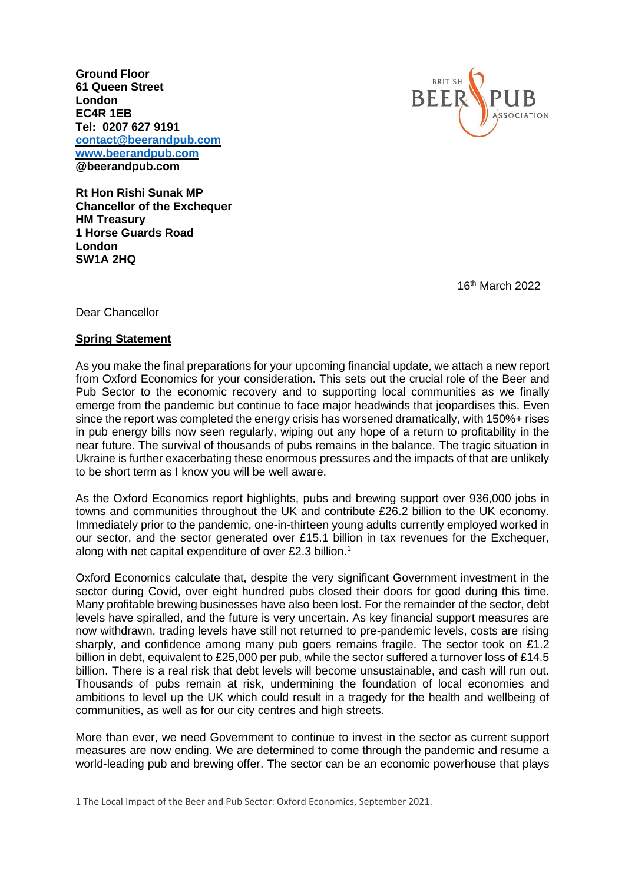**Ground Floor**
**61 Queen Street**
**London**
**EC4R 1EB**
**Tel: 0207 627 9191**
**contact@beerandpub.com**
**www.beerandpub.com**
**@beerandpub.com**

**Rt Hon Rishi Sunak MP**
**Chancellor of the Exchequer**
**HM Treasury**
**1 Horse Guards Road**
**London**
**SW1A 2HQ**

16th March 2022

Dear Chancellor

**Spring Statement**

As you make the final preparations for your upcoming financial update, we attach a new report from Oxford Economics for your consideration. This sets out the crucial role of the Beer and Pub Sector to the economic recovery and to supporting local communities as we finally emerge from the pandemic but continue to face major headwinds that jeopardises this. Even since the report was completed the energy crisis has worsened dramatically, with 150%+ rises in pub energy bills now seen regularly, wiping out any hope of a return to profitability in the near future. The survival of thousands of pubs remains in the balance. The tragic situation in Ukraine is further exacerbating these enormous pressures and the impacts of that are unlikely to be short term as I know you will be well aware.

As the Oxford Economics report highlights, pubs and brewing support over 936,000 jobs in towns and communities throughout the UK and contribute £26.2 billion to the UK economy. Immediately prior to the pandemic, one-in-thirteen young adults currently employed worked in our sector, and the sector generated over £15.1 billion in tax revenues for the Exchequer, along with net capital expenditure of over £2.3 billion.[1]

Oxford Economics calculate that, despite the very significant Government investment in the sector during Covid, over eight hundred pubs closed their doors for good during this time. Many profitable brewing businesses have also been lost. For the remainder of the sector, debt levels have spiralled, and the future is very uncertain. As key financial support measures are now withdrawn, trading levels have still not returned to pre-pandemic levels, costs are rising sharply, and confidence among many pub goers remains fragile. The sector took on £1.2 billion in debt, equivalent to £25,000 per pub, while the sector suffered a turnover loss of £14.5 billion. There is a real risk that debt levels will become unsustainable, and cash will run out. Thousands of pubs remain at risk, undermining the foundation of local economies and ambitions to level up the UK which could result in a tragedy for the health and wellbeing of communities, as well as for our city centres and high streets.

More than ever, we need Government to continue to invest in the sector as current support measures are now ending. We are determined to come through the pandemic and resume a world-leading pub and brewing offer. The sector can be an economic powerhouse that plays

---

1 The Local Impact of the Beer and Pub Sector: Oxford Economics, September 2021.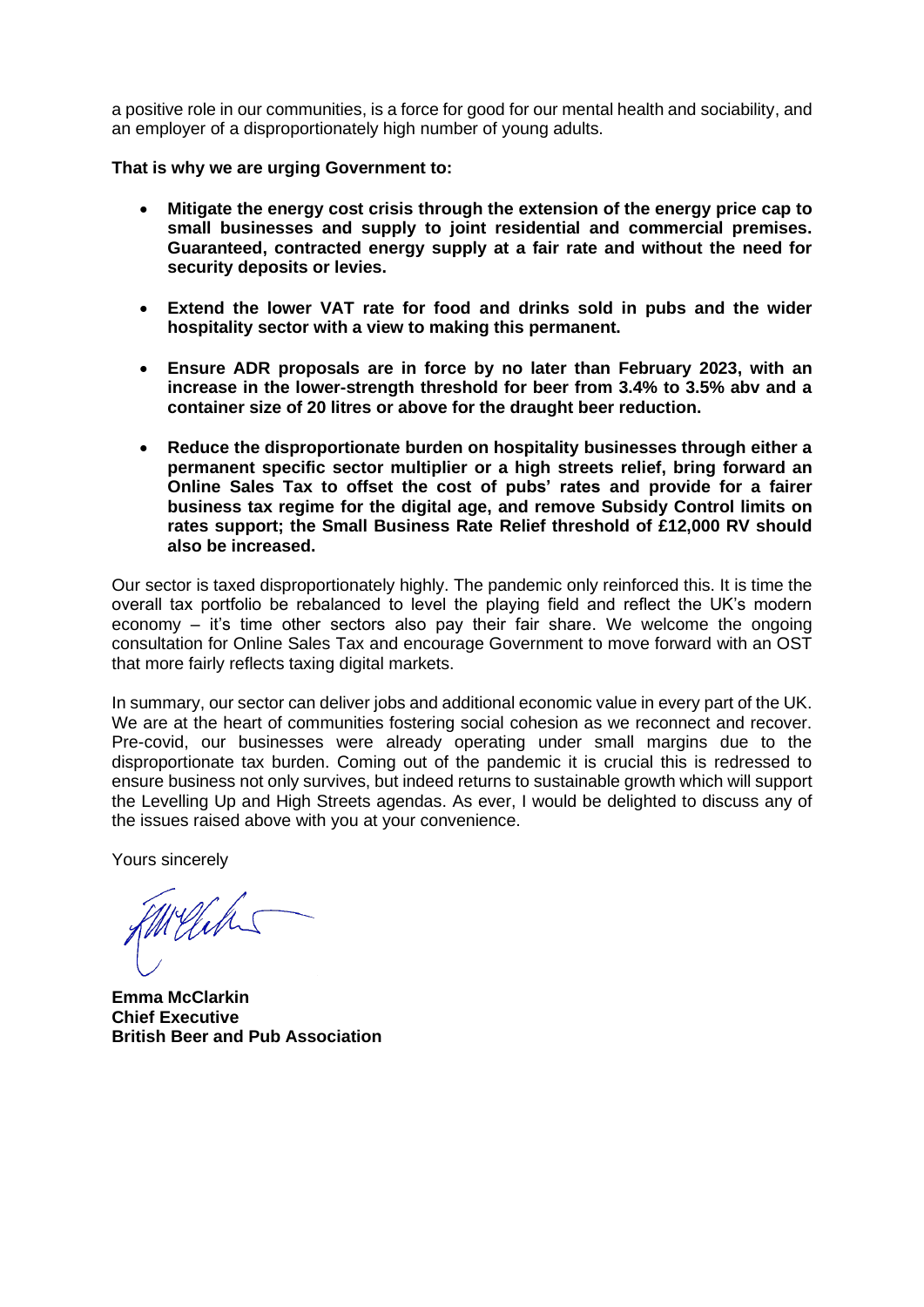a positive role in our communities, is a force for good for our mental health and sociability, and an employer of a disproportionately high number of young adults.

**That is why we are urging Government to:**

- **Mitigate the energy cost crisis through the extension of the energy price cap to small businesses and supply to joint residential and commercial premises. Guaranteed, contracted energy supply at a fair rate and without the need for security deposits or levies.**
- **Extend the lower VAT rate for food and drinks sold in pubs and the wider hospitality sector with a view to making this permanent.**
- **Ensure ADR proposals are in force by no later than February 2023, with an increase in the lower-strength threshold for beer from 3.4% to 3.5% abv and a container size of 20 litres or above for the draught beer reduction.**
- **Reduce the disproportionate burden on hospitality businesses through either a permanent specific sector multiplier or a high streets relief, bring forward an Online Sales Tax to offset the cost of pubs' rates and provide for a fairer business tax regime for the digital age, and remove Subsidy Control limits on rates support; the Small Business Rate Relief threshold of £12,000 RV should also be increased.**

Our sector is taxed disproportionately highly. The pandemic only reinforced this. It is time the overall tax portfolio be rebalanced to level the playing field and reflect the UK's modern economy – it's time other sectors also pay their fair share. We welcome the ongoing consultation for Online Sales Tax and encourage Government to move forward with an OST that more fairly reflects taxing digital markets.

In summary, our sector can deliver jobs and additional economic value in every part of the UK. We are at the heart of communities fostering social cohesion as we reconnect and recover. Pre-covid, our businesses were already operating under small margins due to the disproportionate tax burden. Coming out of the pandemic it is crucial this is redressed to ensure business not only survives, but indeed returns to sustainable growth which will support the Levelling Up and High Streets agendas. As ever, I would be delighted to discuss any of the issues raised above with you at your convenience.

Yours sincerely

**Emma McClarkin**
**Chief Executive**
**British Beer and Pub Association**